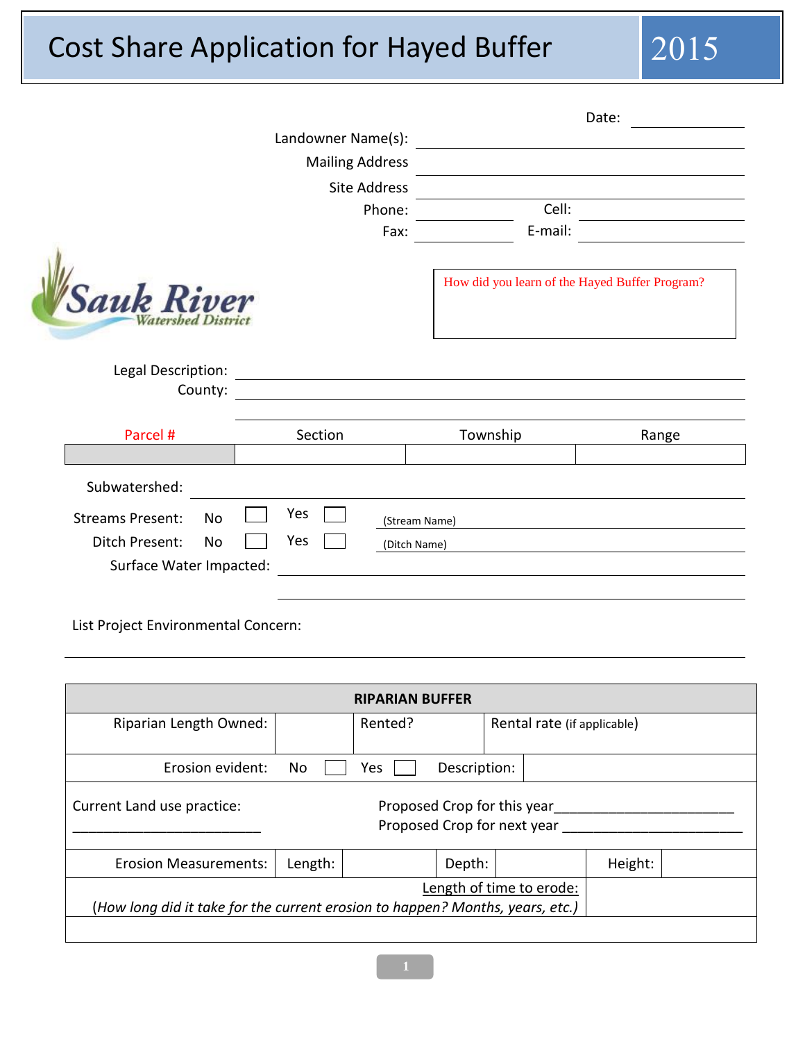# Cost Share Application for Hayed Buffer 2015

Date: ____________

Landowner Name(s): ______________________________

Mailing Address ______________________________

Site Address ______________________________

Phone: ____________ Cell: ____________

Fax: ____________ E-mail: ____________

Sauk River Watershed District

How did you learn of the Hayed Buffer Program?

Legal Description: ______________________________

County: ______________________________

| Parcel # | Section | Township | Range |
|---|---|---|---|
| | | | |

Subwatershed: ______________________________

Streams Present: No ☐ Yes ☐ (Stream Name) ______________________________

Ditch Present: No ☐ Yes ☐ (Ditch Name) ______________________________

Surface Water Impacted: ______________________________

List Project Environmental Concern:

______________________________

| RIPARIAN BUFFER | | | | | |
|---|---|---|---|---|---|
| Riparian Length Owned: | | Rented? | | Rental rate (if applicable) | |
| Erosion evident: | No ☐ | Yes ☐ | Description: | | |
| Current Land use practice: ______________________ | | Proposed Crop for this year______________________ Proposed Crop for next year ______________________ | | | |
| Erosion Measurements: | Length: | | Depth: | | Height: |
| Length of time to erode: (How long did it take for the current erosion to happen? Months, years, etc.) | | | | | |
| | | | | | |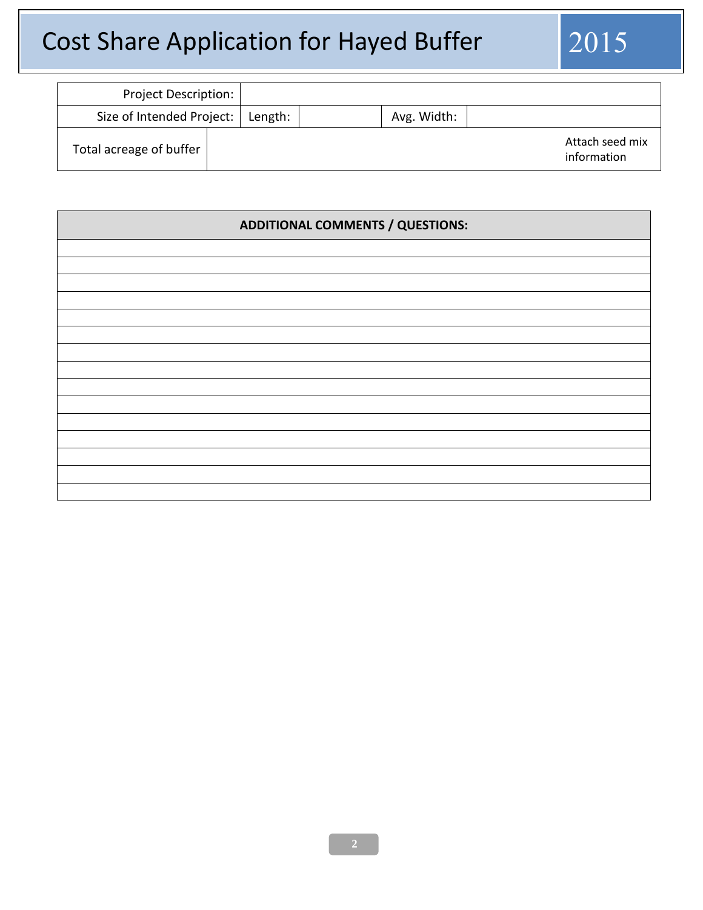# Cost Share Application for Hayed Buffer 2015

| Project Description: | | | | |
|---|---|---|---|---|
| Size of Intended Project: | Length: | | Avg. Width: | |
| Total acreage of buffer | | | | Attach seed mix information |

| ADDITIONAL COMMENTS / QUESTIONS: |
|---|
| |
| |
| |
| |
| |
| |
| |
| |
| |
| |
| |
| |
| |
| |
| |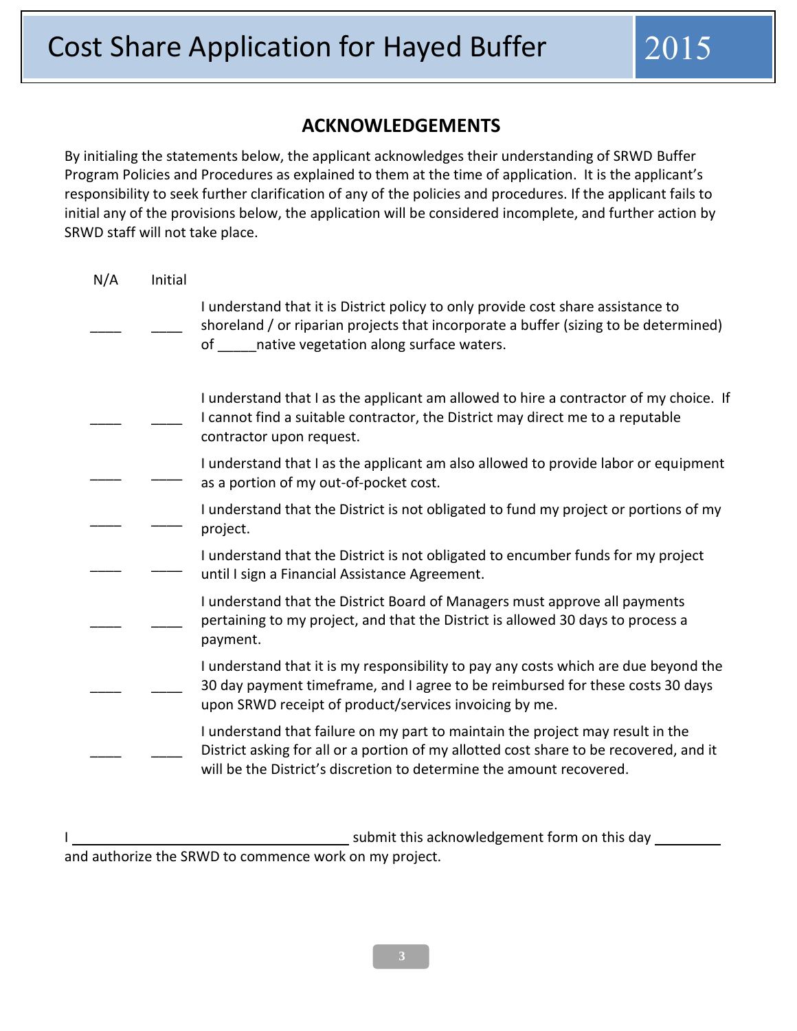## ACKNOWLEDGEMENTS

By initialing the statements below, the applicant acknowledges their understanding of SRWD Buffer Program Policies and Procedures as explained to them at the time of application. It is the applicant's responsibility to seek further clarification of any of the policies and procedures. If the applicant fails to initial any of the provisions below, the application will be considered incomplete, and further action by SRWD staff will not take place.

| N/A | Initial | |
|---|---|---|
| ____ | ____ | I understand that it is District policy to only provide cost share assistance to shoreland / or riparian projects that incorporate a buffer (sizing to be determined) of _____native vegetation along surface waters. |
| ____ | ____ | I understand that I as the applicant am allowed to hire a contractor of my choice. If I cannot find a suitable contractor, the District may direct me to a reputable contractor upon request. |
| ____ | ____ | I understand that I as the applicant am also allowed to provide labor or equipment as a portion of my out-of-pocket cost. |
| ____ | ____ | I understand that the District is not obligated to fund my project or portions of my project. |
| ____ | ____ | I understand that the District is not obligated to encumber funds for my project until I sign a Financial Assistance Agreement. |
| ____ | ____ | I understand that the District Board of Managers must approve all payments pertaining to my project, and that the District is allowed 30 days to process a payment. |
| ____ | ____ | I understand that it is my responsibility to pay any costs which are due beyond the 30 day payment timeframe, and I agree to be reimbursed for these costs 30 days upon SRWD receipt of product/services invoicing by me. |
| ____ | ____ | I understand that failure on my part to maintain the project may result in the District asking for all or a portion of my allotted cost share to be recovered, and it will be the District's discretion to determine the amount recovered. |

I ____________________________________ submit this acknowledgement form on this day _________ and authorize the SRWD to commence work on my project.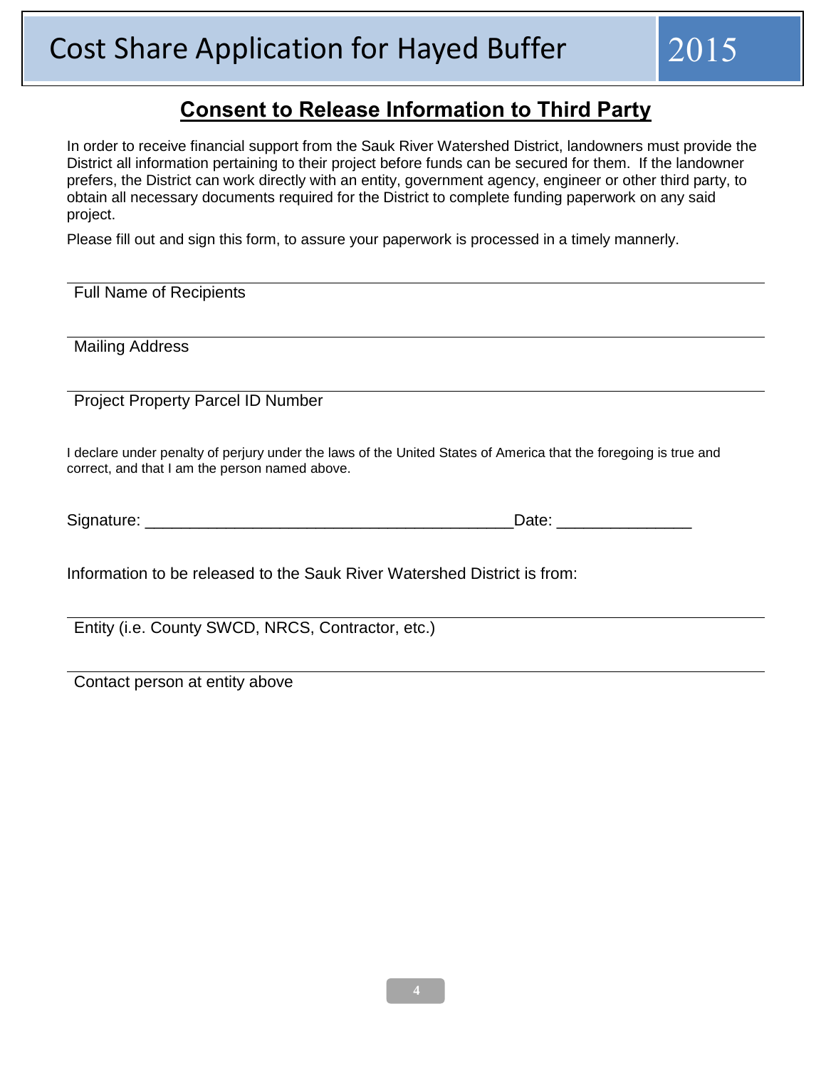## Consent to Release Information to Third Party

In order to receive financial support from the Sauk River Watershed District, landowners must provide the District all information pertaining to their project before funds can be secured for them. If the landowner prefers, the District can work directly with an entity, government agency, engineer or other third party, to obtain all necessary documents required for the District to complete funding paperwork on any said project.

Please fill out and sign this form, to assure your paperwork is processed in a timely mannerly.

______________________________________________________________________

Full Name of Recipients

______________________________________________________________________

Mailing Address

______________________________________________________________________

Project Property Parcel ID Number

I declare under penalty of perjury under the laws of the United States of America that the foregoing is true and correct, and that I am the person named above.

Signature: ________________________________________Date: _______________

Information to be released to the Sauk River Watershed District is from:

______________________________________________________________________

Entity (i.e. County SWCD, NRCS, Contractor, etc.)

______________________________________________________________________

Contact person at entity above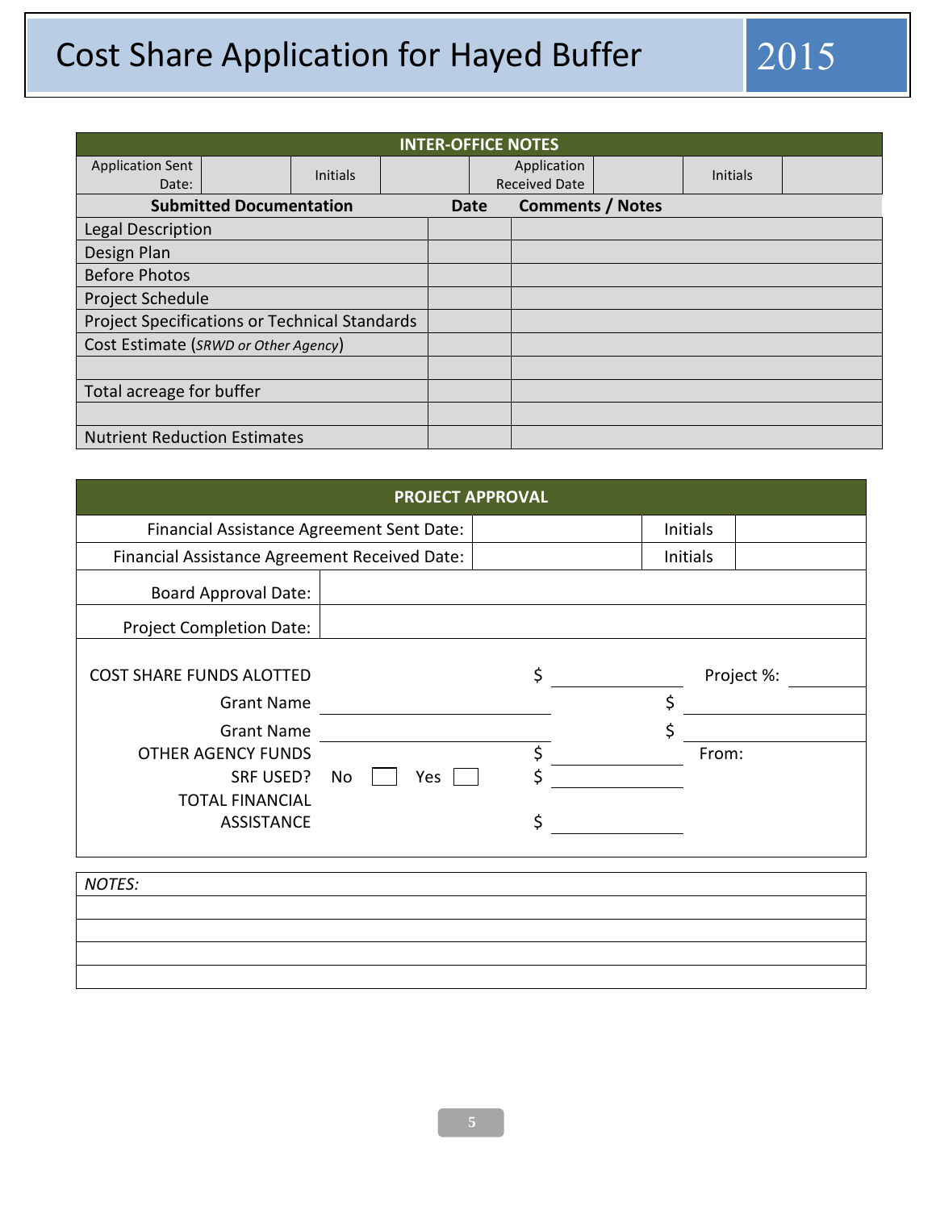# Cost Share Application for Hayed Buffer 2015

| INTER-OFFICE NOTES | | | | | | | |
|---|---|---|---|---|---|---|---|
| Application Sent Date: | | Initials | | Application Received Date | | Initials | |

| Submitted Documentation | Date | Comments / Notes |
|---|---|---|
| Legal Description | | |
| Design Plan | | |
| Before Photos | | |
| Project Schedule | | |
| Project Specifications or Technical Standards | | |
| Cost Estimate (*SRWD or Other Agency*) | | |
| | | |
| Total acreage for buffer | | |
| | | |
| Nutrient Reduction Estimates | | |

| PROJECT APPROVAL | | | |
|---|---|---|---|
| Financial Assistance Agreement Sent Date: | | Initials | |
| Financial Assistance Agreement Received Date: | | Initials | |
| Board Approval Date: | | | |
| Project Completion Date: | | | |

COST SHARE FUNDS ALOTTED $ __________ Project %: ______

Grant Name ____________________ $ __________

Grant Name ____________________ $ __________

OTHER AGENCY FUNDS $ __________ From:

SRF USED? No ☐ Yes ☐ $ __________

TOTAL FINANCIAL ASSISTANCE $ __________

| *NOTES:* |
|---|
| |
| |
| |
| |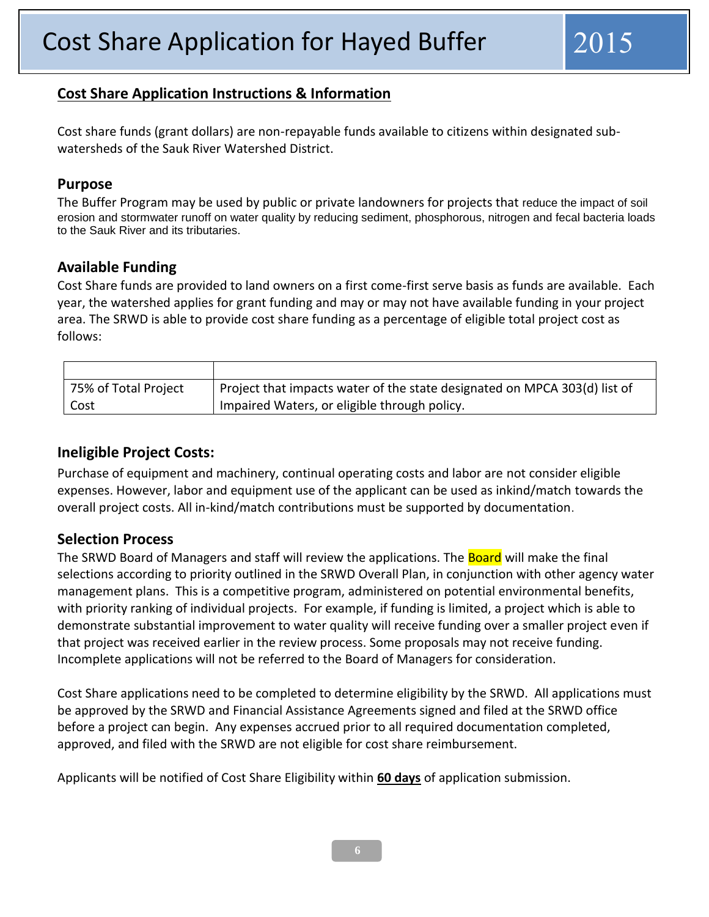# Cost Share Application for Hayed Buffer 2015

## Cost Share Application Instructions & Information

Cost share funds (grant dollars) are non-repayable funds available to citizens within designated sub-watersheds of the Sauk River Watershed District.

### Purpose

The Buffer Program may be used by public or private landowners for projects that reduce the impact of soil erosion and stormwater runoff on water quality by reducing sediment, phosphorous, nitrogen and fecal bacteria loads to the Sauk River and its tributaries.

### Available Funding

Cost Share funds are provided to land owners on a first come-first serve basis as funds are available. Each year, the watershed applies for grant funding and may or may not have available funding in your project area. The SRWD is able to provide cost share funding as a percentage of eligible total project cost as follows:

| | |
|---|---|
| 75% of Total Project Cost | Project that impacts water of the state designated on MPCA 303(d) list of Impaired Waters, or eligible through policy. |

### Ineligible Project Costs:

Purchase of equipment and machinery, continual operating costs and labor are not consider eligible expenses. However, labor and equipment use of the applicant can be used as inkind/match towards the overall project costs. All in-kind/match contributions must be supported by documentation.

### Selection Process

The SRWD Board of Managers and staff will review the applications. The Board will make the final selections according to priority outlined in the SRWD Overall Plan, in conjunction with other agency water management plans. This is a competitive program, administered on potential environmental benefits, with priority ranking of individual projects. For example, if funding is limited, a project which is able to demonstrate substantial improvement to water quality will receive funding over a smaller project even if that project was received earlier in the review process. Some proposals may not receive funding. Incomplete applications will not be referred to the Board of Managers for consideration.

Cost Share applications need to be completed to determine eligibility by the SRWD. All applications must be approved by the SRWD and Financial Assistance Agreements signed and filed at the SRWD office before a project can begin. Any expenses accrued prior to all required documentation completed, approved, and filed with the SRWD are not eligible for cost share reimbursement.

Applicants will be notified of Cost Share Eligibility within **60 days** of application submission.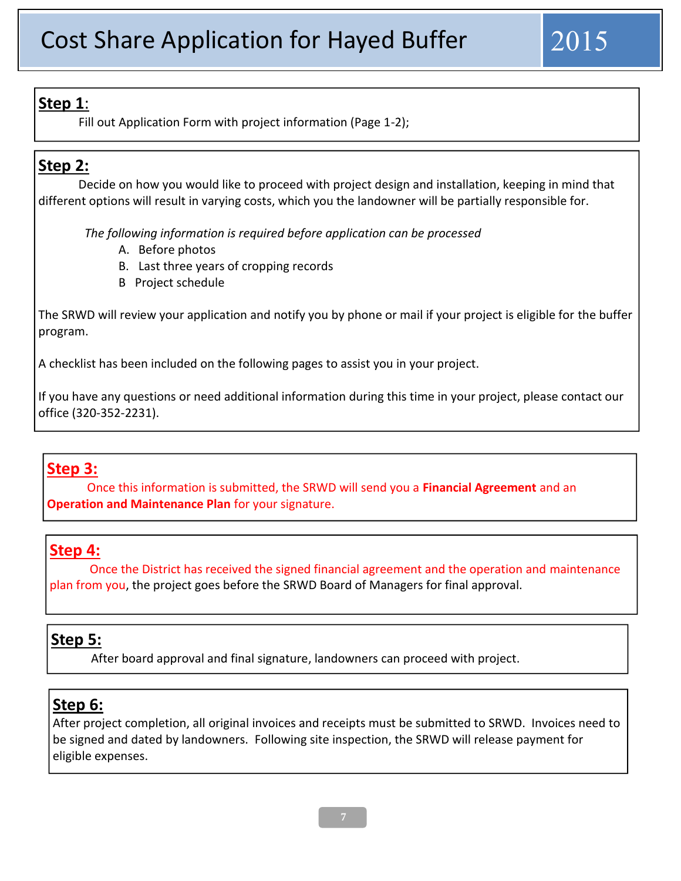# Cost Share Application for Hayed Buffer 2015

**Step 1**:

Fill out Application Form with project information (Page 1-2);

**Step 2:**

Decide on how you would like to proceed with project design and installation, keeping in mind that different options will result in varying costs, which you the landowner will be partially responsible for.

*The following information is required before application can be processed*

A. Before photos
B. Last three years of cropping records
B Project schedule

The SRWD will review your application and notify you by phone or mail if your project is eligible for the buffer program.

A checklist has been included on the following pages to assist you in your project.

If you have any questions or need additional information during this time in your project, please contact our office (320-352-2231).

**Step 3:**

Once this information is submitted, the SRWD will send you a **Financial Agreement** and an **Operation and Maintenance Plan** for your signature.

**Step 4:**

Once the District has received the signed financial agreement and the operation and maintenance plan from you, the project goes before the SRWD Board of Managers for final approval.

**Step 5:**

After board approval and final signature, landowners can proceed with project.

**Step 6:**

After project completion, all original invoices and receipts must be submitted to SRWD. Invoices need to be signed and dated by landowners. Following site inspection, the SRWD will release payment for eligible expenses.